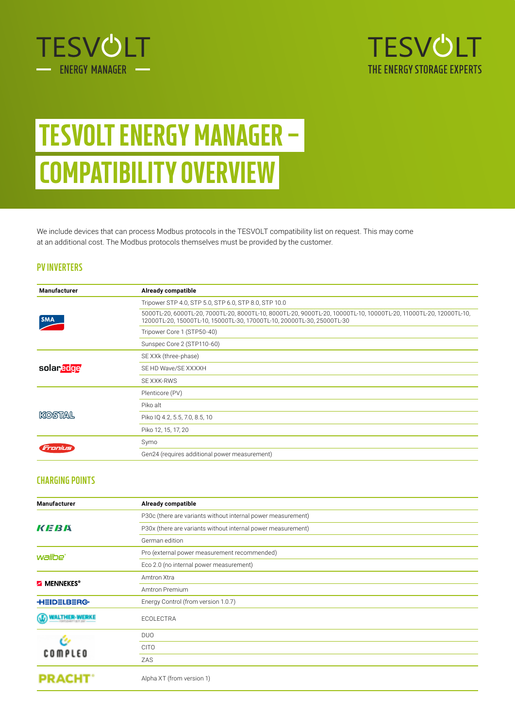TESVOLT
ENERGY MANAGER

TESVOLT
THE ENERGY STORAGE EXPERTS

# TESVOLT ENERGY MANAGER – COMPATIBILITY OVERVIEW

We include devices that can process Modbus protocols in the TESVOLT compatibility list on request. This may come at an additional cost. The Modbus protocols themselves must be provided by the customer.

## PV INVERTERS

| Manufacturer | Already compatible |
|---|---|
| SMA | Tripower STP 4.0, STP 5.0, STP 6.0, STP 8.0, STP 10.0 |
| | 5000TL-20, 6000TL-20, 7000TL-20, 8000TL-10, 8000TL-20, 9000TL-20, 10000TL-10, 10000TL-20, 11000TL-20, 12000TL-10, 12000TL-20, 15000TL-10, 15000TL-30, 17000TL-10, 20000TL-30, 25000TL-30 |
| | Tripower Core 1 (STP50-40) |
| | Sunspec Core 2 (STP110-60) |
| solaredge | SE XXk (three-phase) |
| | SE HD Wave/SE XXXXH |
| | SE XXK-RWS |
| KOSTAL | Plenticore (PV) |
| | Piko alt |
| | Piko IQ 4.2, 5.5, 7.0, 8.5, 10 |
| | Piko 12, 15, 17, 20 |
| Fronius | Symo |
| | Gen24 (requires additional power measurement) |

## CHARGING POINTS

| Manufacturer | Already compatible |
|---|---|
| KEBA | P30c (there are variants without internal power measurement) |
| | P30x (there are variants without internal power measurement) |
| | German edition |
| wallbe | Pro (external power measurement recommended) |
| | Eco 2.0 (no internal power measurement) |
| MENNEKES | Amtron Xtra |
| | Amtron Premium |
| HEIDELBERG | Energy Control (from version 1.0.7) |
| WALTHER-WERKE | ECOLECTRA |
| COMPLEO | DUO |
| | CITO |
| | ZAS |
| PRACHT | Alpha XT (from version 1) |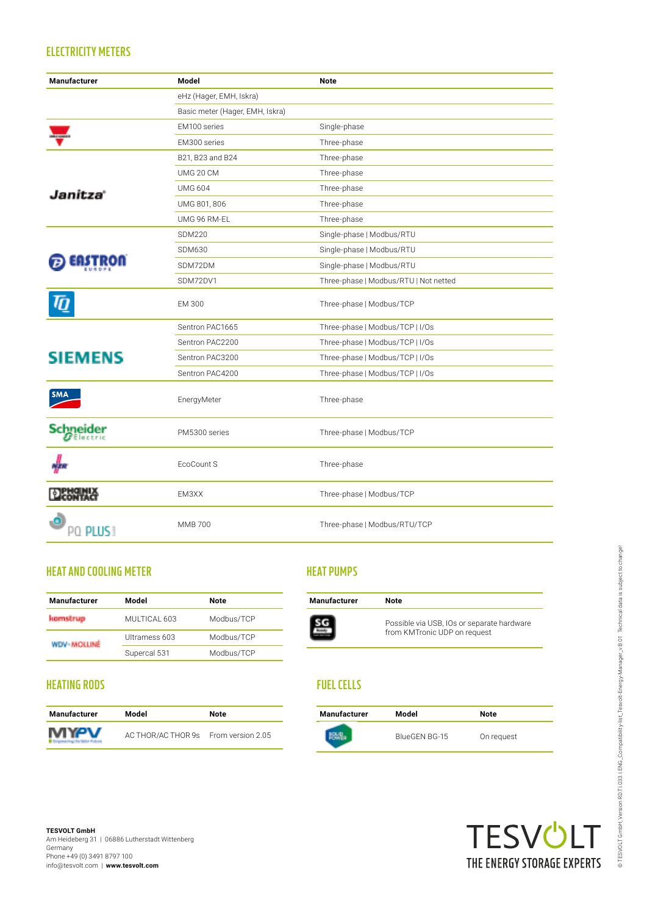## ELECTRICITY METERS

| Manufacturer | Model | Note |
|---|---|---|
| | eHz (Hager, EMH, Iskra) | |
| | Basic meter (Hager, EMH, Iskra) | |
| | EM100 series | Single-phase |
| | EM300 series | Three-phase |
| Janitza | B21, B23 and B24 | Three-phase |
| | UMG 20 CM | Three-phase |
| | UMG 604 | Three-phase |
| | UMG 801, 806 | Three-phase |
| | UMG 96 RM-EL | Three-phase |
| EASTRON EUROPE | SDM220 | Single-phase \| Modbus/RTU |
| | SDM630 | Single-phase \| Modbus/RTU |
| | SDM72DM | Single-phase \| Modbus/RTU |
| | SDM72DV1 | Three-phase \| Modbus/RTU \| Not netted |
| | EM 300 | Three-phase \| Modbus/TCP |
| SIEMENS | Sentron PAC1665 | Three-phase \| Modbus/TCP \| I/Os |
| | Sentron PAC2200 | Three-phase \| Modbus/TCP \| I/Os |
| | Sentron PAC3200 | Three-phase \| Modbus/TCP \| I/Os |
| | Sentron PAC4200 | Three-phase \| Modbus/TCP \| I/Os |
| SMA | EnergyMeter | Three-phase |
| Schneider Electric | PM5300 series | Three-phase \| Modbus/TCP |
| | EcoCount S | Three-phase |
| PHOENIX CONTACT | EM3XX | Three-phase \| Modbus/TCP |
| PQ PLUS | MMB 700 | Three-phase \| Modbus/RTU/TCP |

## HEAT AND COOLING METER

| Manufacturer | Model | Note |
|---|---|---|
| kamstrup | MULTICAL 603 | Modbus/TCP |
| WDV-MOLLINÉ | Ultramess 603 | Modbus/TCP |
| | Supercal 531 | Modbus/TCP |

## HEAT PUMPS

| Manufacturer | Note |
|---|---|
| SG | Possible via USB, IOs or separate hardware from KMTronic UDP on request |

## HEATING RODS

| Manufacturer | Model | Note |
|---|---|---|
| MYPV | AC THOR/AC THOR 9s | From version 2.05 |

## FUEL CELLS

| Manufacturer | Model | Note |
|---|---|---|
| SOLIDpower | BlueGEN BG-15 | On request |

**TESVOLT GmbH**
Am Heideberg 31 | 06886 Lutherstadt Wittenberg
Germany
Phone +49 (0) 3491 8797 100
info@tesvolt.com | **www.tesvolt.com**

TESVOLT
THE ENERGY STORAGE EXPERTS

© TESVOLT GmbH, Version RDT I 033 I ENG_Compatibility-list_Tesvolt-Energy-Manager_v.8.01 Technical data is subject to change!